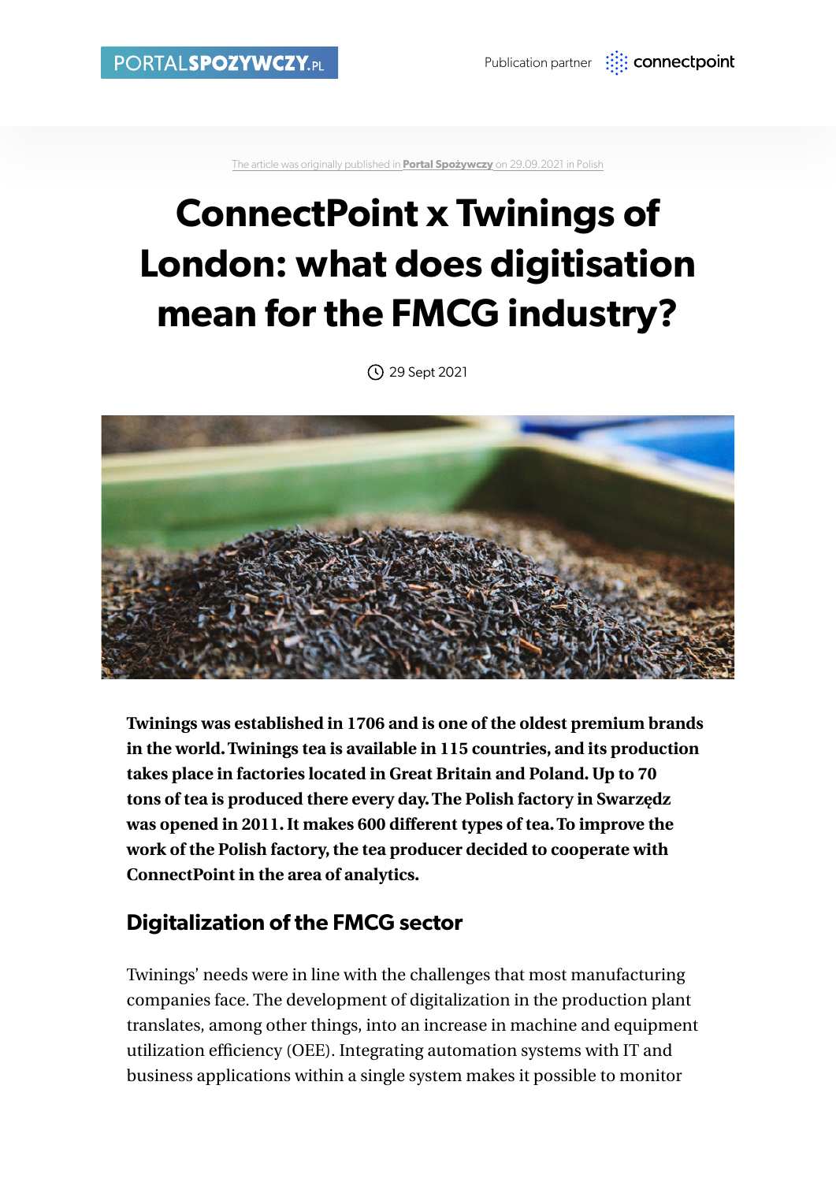PORTALSPOZYWCZY.PL

Publication partner connectpoint

The article was originally published in **Portal Spożywczy** on 29.09.2021 in Polish

# ConnectPoint x Twinings of London: what does digitisation mean for the FMCG industry?

29 Sept 2021

**Twinings was established in 1706 and is one of the oldest premium brands in the world. Twinings tea is available in 115 countries, and its production takes place in factories located in Great Britain and Poland. Up to 70 tons of tea is produced there every day. The Polish factory in Swarzędz was opened in 2011. It makes 600 different types of tea. To improve the work of the Polish factory, the tea producer decided to cooperate with ConnectPoint in the area of analytics.**

## Digitalization of the FMCG sector

Twinings' needs were in line with the challenges that most manufacturing companies face. The development of digitalization in the production plant translates, among other things, into an increase in machine and equipment utilization efficiency (OEE). Integrating automation systems with IT and business applications within a single system makes it possible to monitor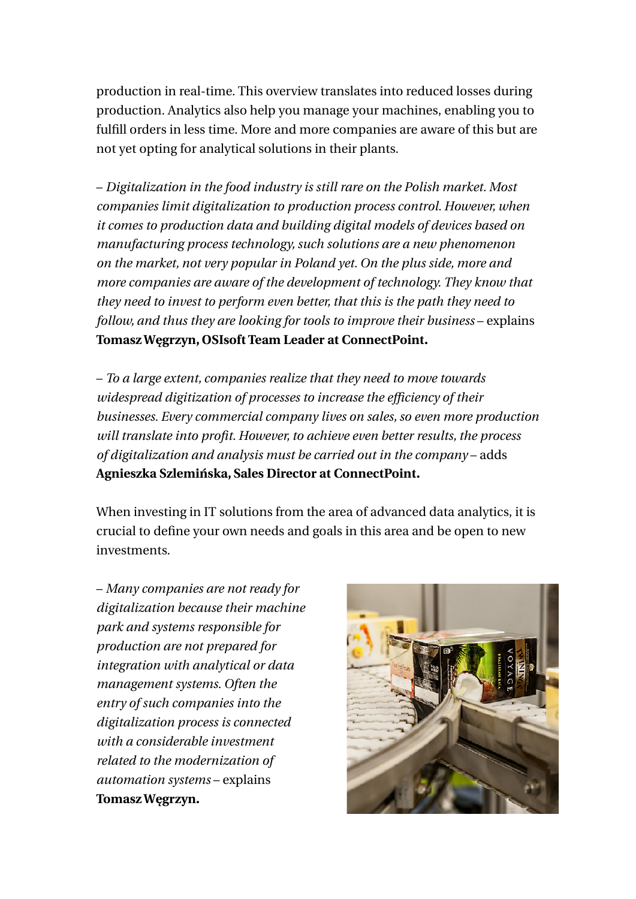production in real-time. This overview translates into reduced losses during production. Analytics also help you manage your machines, enabling you to fulfill orders in less time. More and more companies are aware of this but are not yet opting for analytical solutions in their plants.

– *Digitalization in the food industry is still rare on the Polish market. Most companies limit digitalization to production process control. However, when it comes to production data and building digital models of devices based on manufacturing process technology, such solutions are a new phenomenon on the market, not very popular in Poland yet. On the plus side, more and more companies are aware of the development of technology. They know that they need to invest to perform even better, that this is the path they need to follow, and thus they are looking for tools to improve their business* – explains **Tomasz Węgrzyn, OSIsoft Team Leader at ConnectPoint.**

– *To a large extent, companies realize that they need to move towards widespread digitization of processes to increase the efficiency of their businesses. Every commercial company lives on sales, so even more production will translate into profit. However, to achieve even better results, the process of digitalization and analysis must be carried out in the company* – adds **Agnieszka Szlemińska, Sales Director at ConnectPoint.**

When investing in IT solutions from the area of advanced data analytics, it is crucial to define your own needs and goals in this area and be open to new investments.

– *Many companies are not ready for digitalization because their machine park and systems responsible for production are not prepared for integration with analytical or data management systems. Often the entry of such companies into the digitalization process is connected with a considerable investment related to the modernization of automation systems* – explains **Tomasz Węgrzyn.**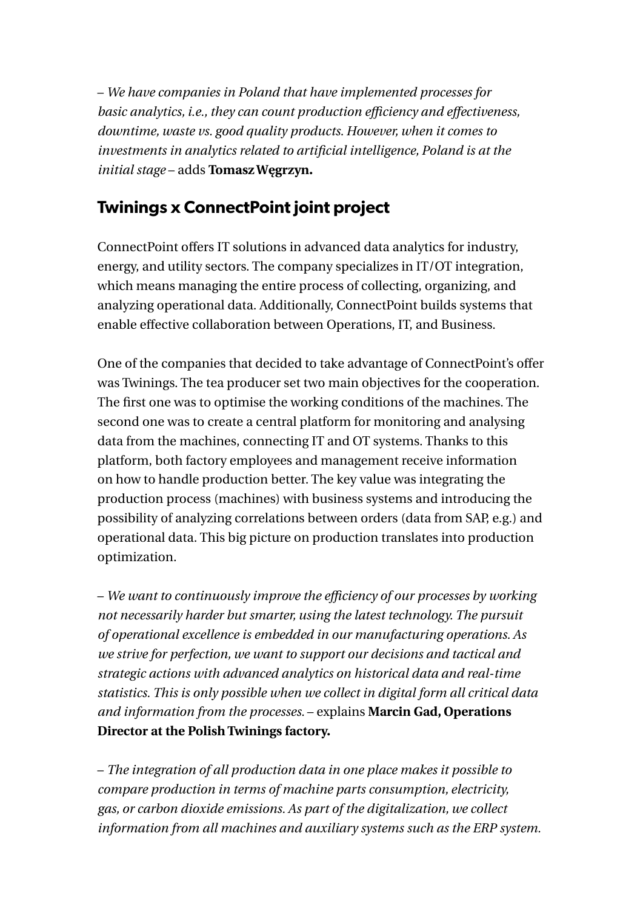– *We have companies in Poland that have implemented processes for basic analytics, i.e., they can count production efficiency and effectiveness, downtime, waste vs. good quality products. However, when it comes to investments in analytics related to artificial intelligence, Poland is at the initial stage* – adds **Tomasz Węgrzyn.**

## Twinings x ConnectPoint joint project

ConnectPoint offers IT solutions in advanced data analytics for industry, energy, and utility sectors. The company specializes in IT/OT integration, which means managing the entire process of collecting, organizing, and analyzing operational data. Additionally, ConnectPoint builds systems that enable effective collaboration between Operations, IT, and Business.

One of the companies that decided to take advantage of ConnectPoint's offer was Twinings. The tea producer set two main objectives for the cooperation. The first one was to optimise the working conditions of the machines. The second one was to create a central platform for monitoring and analysing data from the machines, connecting IT and OT systems. Thanks to this platform, both factory employees and management receive information on how to handle production better. The key value was integrating the production process (machines) with business systems and introducing the possibility of analyzing correlations between orders (data from SAP, e.g.) and operational data. This big picture on production translates into production optimization.

– *We want to continuously improve the efficiency of our processes by working not necessarily harder but smarter, using the latest technology. The pursuit of operational excellence is embedded in our manufacturing operations. As we strive for perfection, we want to support our decisions and tactical and strategic actions with advanced analytics on historical data and real-time statistics. This is only possible when we collect in digital form all critical data and information from the processes.* – explains **Marcin Gad, Operations Director at the Polish Twinings factory.**

– *The integration of all production data in one place makes it possible to compare production in terms of machine parts consumption, electricity, gas, or carbon dioxide emissions. As part of the digitalization, we collect information from all machines and auxiliary systems such as the ERP system.*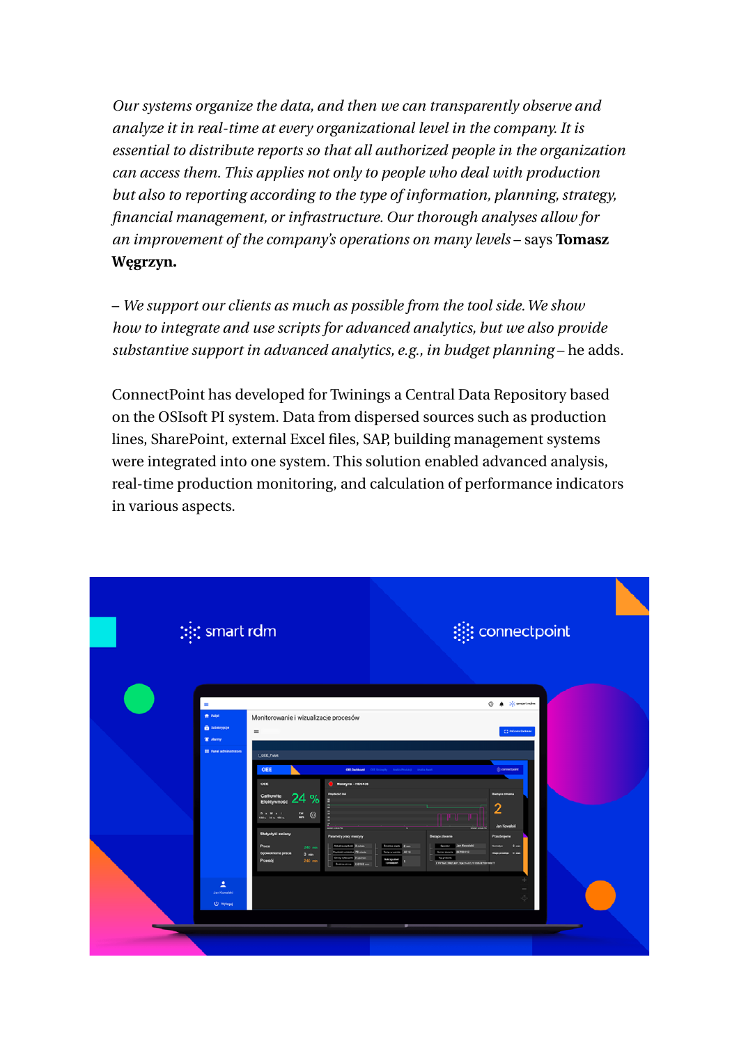*Our systems organize the data, and then we can transparently observe and analyze it in real-time at every organizational level in the company. It is essential to distribute reports so that all authorized people in the organization can access them. This applies not only to people who deal with production but also to reporting according to the type of information, planning, strategy, financial management, or infrastructure. Our thorough analyses allow for an improvement of the company's operations on many levels* – says **Tomasz Węgrzyn.**

– *We support our clients as much as possible from the tool side. We show how to integrate and use scripts for advanced analytics, but we also provide substantive support in advanced analytics, e.g., in budget planning* – he adds.

ConnectPoint has developed for Twinings a Central Data Repository based on the OSIsoft PI system. Data from dispersed sources such as production lines, SharePoint, external Excel files, SAP, building management systems were integrated into one system. This solution enabled advanced analysis, real-time production monitoring, and calculation of performance indicators in various aspects.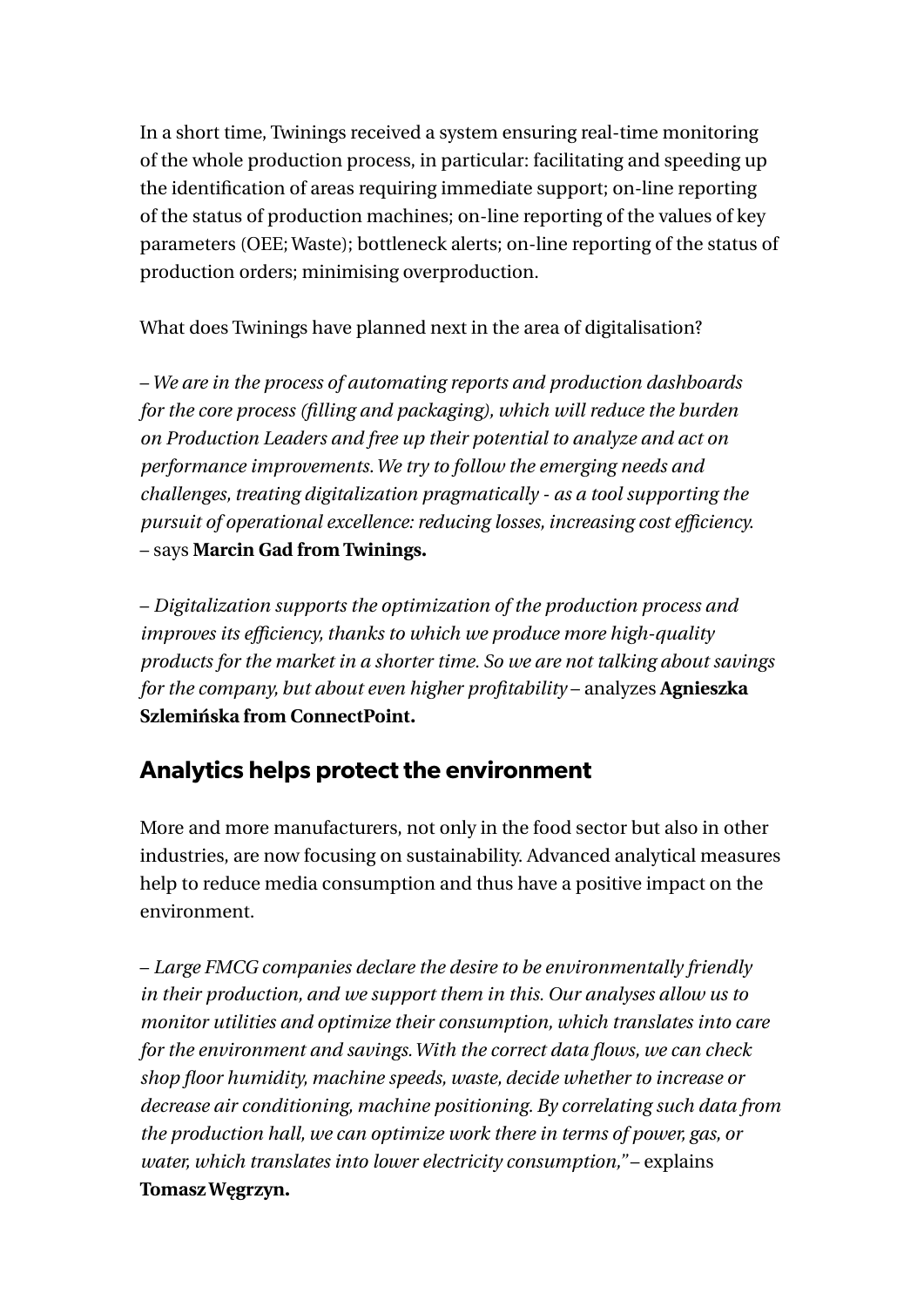In a short time, Twinings received a system ensuring real-time monitoring of the whole production process, in particular: facilitating and speeding up the identification of areas requiring immediate support; on-line reporting of the status of production machines; on-line reporting of the values of key parameters (OEE; Waste); bottleneck alerts; on-line reporting of the status of production orders; minimising overproduction.

What does Twinings have planned next in the area of digitalisation?

– *We are in the process of automating reports and production dashboards for the core process (filling and packaging), which will reduce the burden on Production Leaders and free up their potential to analyze and act on performance improvements. We try to follow the emerging needs and challenges, treating digitalization pragmatically - as a tool supporting the pursuit of operational excellence: reducing losses, increasing cost efficiency.* – says **Marcin Gad from Twinings.**

– *Digitalization supports the optimization of the production process and improves its efficiency, thanks to which we produce more high-quality products for the market in a shorter time. So we are not talking about savings for the company, but about even higher profitability* – analyzes **Agnieszka Szlemińska from ConnectPoint.**

## Analytics helps protect the environment

More and more manufacturers, not only in the food sector but also in other industries, are now focusing on sustainability. Advanced analytical measures help to reduce media consumption and thus have a positive impact on the environment.

– *Large FMCG companies declare the desire to be environmentally friendly in their production, and we support them in this. Our analyses allow us to monitor utilities and optimize their consumption, which translates into care for the environment and savings. With the correct data flows, we can check shop floor humidity, machine speeds, waste, decide whether to increase or decrease air conditioning, machine positioning. By correlating such data from the production hall, we can optimize work there in terms of power, gas, or water, which translates into lower electricity consumption,"* – explains **Tomasz Węgrzyn.**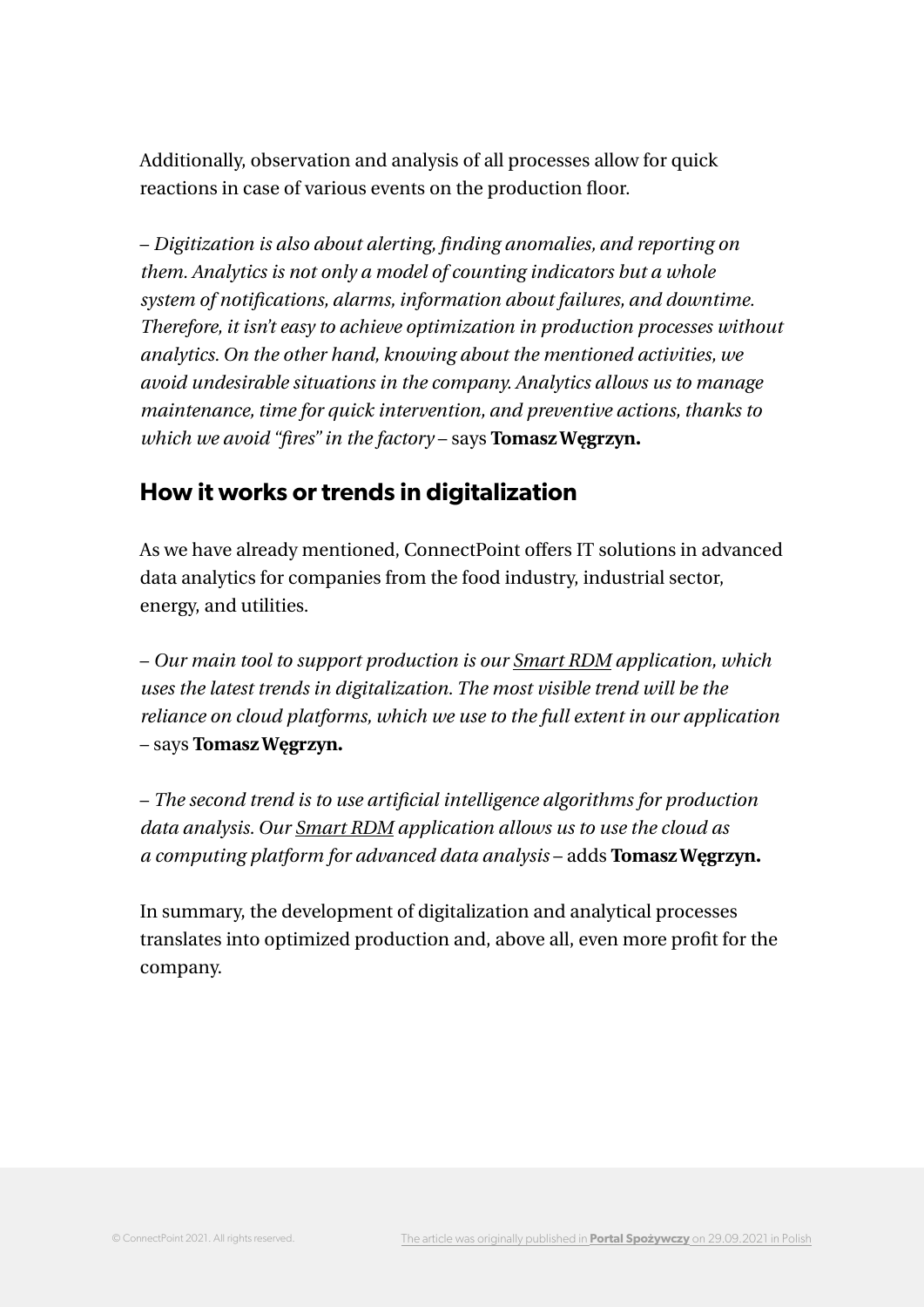Additionally, observation and analysis of all processes allow for quick reactions in case of various events on the production floor.

– *Digitization is also about alerting, finding anomalies, and reporting on them. Analytics is not only a model of counting indicators but a whole system of notifications, alarms, information about failures, and downtime. Therefore, it isn't easy to achieve optimization in production processes without analytics. On the other hand, knowing about the mentioned activities, we avoid undesirable situations in the company. Analytics allows us to manage maintenance, time for quick intervention, and preventive actions, thanks to which we avoid "fires" in the factory* – says **Tomasz Węgrzyn.**

## How it works or trends in digitalization

As we have already mentioned, ConnectPoint offers IT solutions in advanced data analytics for companies from the food industry, industrial sector, energy, and utilities.

– *Our main tool to support production is our Smart RDM application, which uses the latest trends in digitalization. The most visible trend will be the reliance on cloud platforms, which we use to the full extent in our application* – says **Tomasz Węgrzyn.**

– *The second trend is to use artificial intelligence algorithms for production data analysis. Our Smart RDM application allows us to use the cloud as a computing platform for advanced data analysis* – adds **Tomasz Węgrzyn.**

In summary, the development of digitalization and analytical processes translates into optimized production and, above all, even more profit for the company.

© ConnectPoint 2021. All rights reserved.

The article was originally published in **Portal Spożywczy** on 29.09.2021 in Polish